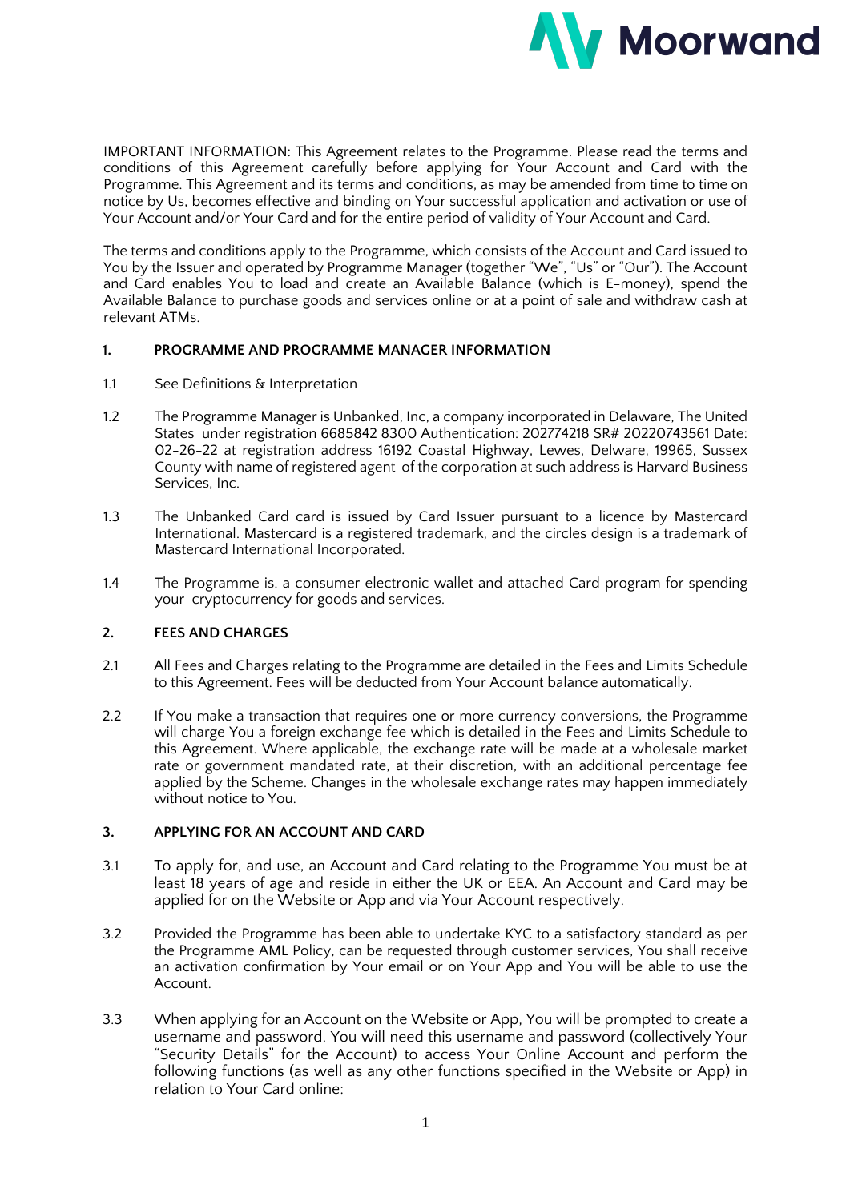IMPORTANT INFORMATION: This Agreement relates to the Programme. Please read the terms and conditions of this Agreement carefully before applying for Your Account and Card with the Programme. This Agreement and its terms and conditions, as may be amended from time to time on notice by Us, becomes effective and binding on Your successful application and activation or use of Your Account and/or Your Card and for the entire period of validity of Your Account and Card.

The terms and conditions apply to the Programme, which consists of the Account and Card issued to You by the Issuer and operated by Programme Manager (together "We", "Us" or "Our"). The Account and Card enables You to load and create an Available Balance (which is E-money), spend the Available Balance to purchase goods and services online or at a point of sale and withdraw cash at relevant ATMs.

## 1. PROGRAMME AND PROGRAMME MANAGER INFORMATION

1.1 See Definitions & Interpretation

1.2 The Programme Manager is Unbanked, Inc, a company incorporated in Delaware, The United States under registration 6685842 8300 Authentication: 202774218 SR# 20220743561 Date: 02-26-22 at registration address 16192 Coastal Highway, Lewes, Delware, 19965, Sussex County with name of registered agent of the corporation at such address is Harvard Business Services, Inc.

1.3 The Unbanked Card card is issued by Card Issuer pursuant to a licence by Mastercard International. Mastercard is a registered trademark, and the circles design is a trademark of Mastercard International Incorporated.

1.4 The Programme is. a consumer electronic wallet and attached Card program for spending your cryptocurrency for goods and services.

## 2. FEES AND CHARGES

2.1 All Fees and Charges relating to the Programme are detailed in the Fees and Limits Schedule to this Agreement. Fees will be deducted from Your Account balance automatically.

2.2 If You make a transaction that requires one or more currency conversions, the Programme will charge You a foreign exchange fee which is detailed in the Fees and Limits Schedule to this Agreement. Where applicable, the exchange rate will be made at a wholesale market rate or government mandated rate, at their discretion, with an additional percentage fee applied by the Scheme. Changes in the wholesale exchange rates may happen immediately without notice to You.

## 3. APPLYING FOR AN ACCOUNT AND CARD

3.1 To apply for, and use, an Account and Card relating to the Programme You must be at least 18 years of age and reside in either the UK or EEA. An Account and Card may be applied for on the Website or App and via Your Account respectively.

3.2 Provided the Programme has been able to undertake KYC to a satisfactory standard as per the Programme AML Policy, can be requested through customer services, You shall receive an activation confirmation by Your email or on Your App and You will be able to use the Account.

3.3 When applying for an Account on the Website or App, You will be prompted to create a username and password. You will need this username and password (collectively Your "Security Details" for the Account) to access Your Online Account and perform the following functions (as well as any other functions specified in the Website or App) in relation to Your Card online: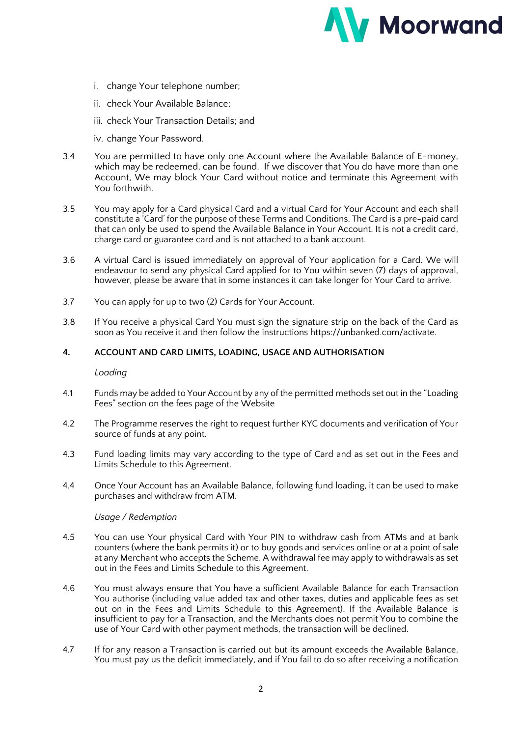i. change Your telephone number;

ii. check Your Available Balance;

iii. check Your Transaction Details; and

iv. change Your Password.

3.4 You are permitted to have only one Account where the Available Balance of E-money, which may be redeemed, can be found. If we discover that You do have more than one Account, We may block Your Card without notice and terminate this Agreement with You forthwith.

3.5 You may apply for a Card physical Card and a virtual Card for Your Account and each shall constitute a 'Card' for the purpose of these Terms and Conditions. The Card is a pre-paid card that can only be used to spend the Available Balance in Your Account. It is not a credit card, charge card or guarantee card and is not attached to a bank account.

3.6 A virtual Card is issued immediately on approval of Your application for a Card. We will endeavour to send any physical Card applied for to You within seven (7) days of approval, however, please be aware that in some instances it can take longer for Your Card to arrive.

3.7 You can apply for up to two (2) Cards for Your Account.

3.8 If You receive a physical Card You must sign the signature strip on the back of the Card as soon as You receive it and then follow the instructions https://unbanked.com/activate.

## 4. ACCOUNT AND CARD LIMITS, LOADING, USAGE AND AUTHORISATION

*Loading*

4.1 Funds may be added to Your Account by any of the permitted methods set out in the "Loading Fees" section on the fees page of the Website

4.2 The Programme reserves the right to request further KYC documents and verification of Your source of funds at any point.

4.3 Fund loading limits may vary according to the type of Card and as set out in the Fees and Limits Schedule to this Agreement.

4.4 Once Your Account has an Available Balance, following fund loading, it can be used to make purchases and withdraw from ATM.

*Usage / Redemption*

4.5 You can use Your physical Card with Your PIN to withdraw cash from ATMs and at bank counters (where the bank permits it) or to buy goods and services online or at a point of sale at any Merchant who accepts the Scheme. A withdrawal fee may apply to withdrawals as set out in the Fees and Limits Schedule to this Agreement.

4.6 You must always ensure that You have a sufficient Available Balance for each Transaction You authorise (including value added tax and other taxes, duties and applicable fees as set out on in the Fees and Limits Schedule to this Agreement). If the Available Balance is insufficient to pay for a Transaction, and the Merchants does not permit You to combine the use of Your Card with other payment methods, the transaction will be declined.

4.7 If for any reason a Transaction is carried out but its amount exceeds the Available Balance, You must pay us the deficit immediately, and if You fail to do so after receiving a notification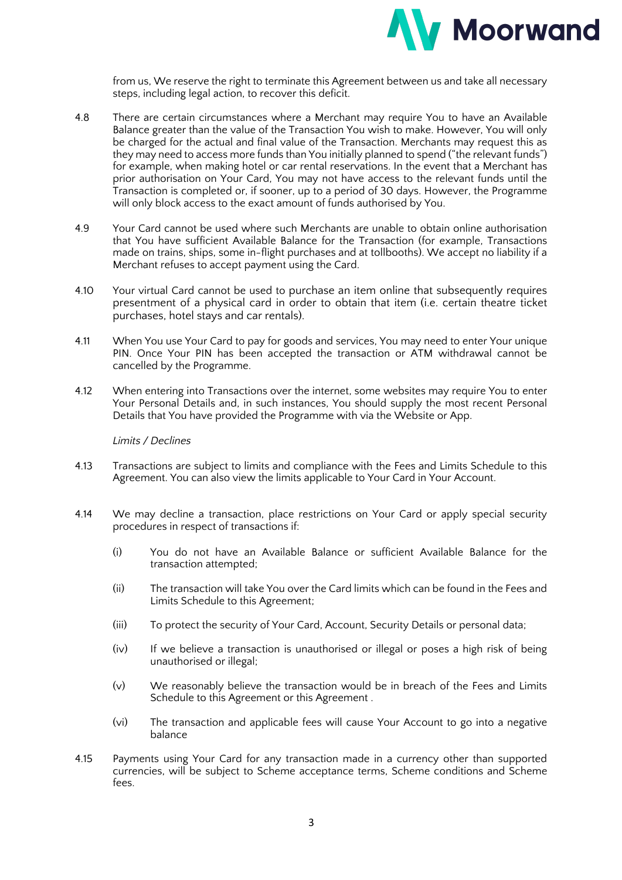from us, We reserve the right to terminate this Agreement between us and take all necessary steps, including legal action, to recover this deficit.

4.8 There are certain circumstances where a Merchant may require You to have an Available Balance greater than the value of the Transaction You wish to make. However, You will only be charged for the actual and final value of the Transaction. Merchants may request this as they may need to access more funds than You initially planned to spend ("the relevant funds") for example, when making hotel or car rental reservations. In the event that a Merchant has prior authorisation on Your Card, You may not have access to the relevant funds until the Transaction is completed or, if sooner, up to a period of 30 days. However, the Programme will only block access to the exact amount of funds authorised by You.

4.9 Your Card cannot be used where such Merchants are unable to obtain online authorisation that You have sufficient Available Balance for the Transaction (for example, Transactions made on trains, ships, some in-flight purchases and at tollbooths). We accept no liability if a Merchant refuses to accept payment using the Card.

4.10 Your virtual Card cannot be used to purchase an item online that subsequently requires presentment of a physical card in order to obtain that item (i.e. certain theatre ticket purchases, hotel stays and car rentals).

4.11 When You use Your Card to pay for goods and services, You may need to enter Your unique PIN. Once Your PIN has been accepted the transaction or ATM withdrawal cannot be cancelled by the Programme.

4.12 When entering into Transactions over the internet, some websites may require You to enter Your Personal Details and, in such instances, You should supply the most recent Personal Details that You have provided the Programme with via the Website or App.

*Limits / Declines*

4.13 Transactions are subject to limits and compliance with the Fees and Limits Schedule to this Agreement. You can also view the limits applicable to Your Card in Your Account.

4.14 We may decline a transaction, place restrictions on Your Card or apply special security procedures in respect of transactions if:

(i) You do not have an Available Balance or sufficient Available Balance for the transaction attempted;

(ii) The transaction will take You over the Card limits which can be found in the Fees and Limits Schedule to this Agreement;

(iii) To protect the security of Your Card, Account, Security Details or personal data;

(iv) If we believe a transaction is unauthorised or illegal or poses a high risk of being unauthorised or illegal;

(v) We reasonably believe the transaction would be in breach of the Fees and Limits Schedule to this Agreement or this Agreement .

(vi) The transaction and applicable fees will cause Your Account to go into a negative balance

4.15 Payments using Your Card for any transaction made in a currency other than supported currencies, will be subject to Scheme acceptance terms, Scheme conditions and Scheme fees.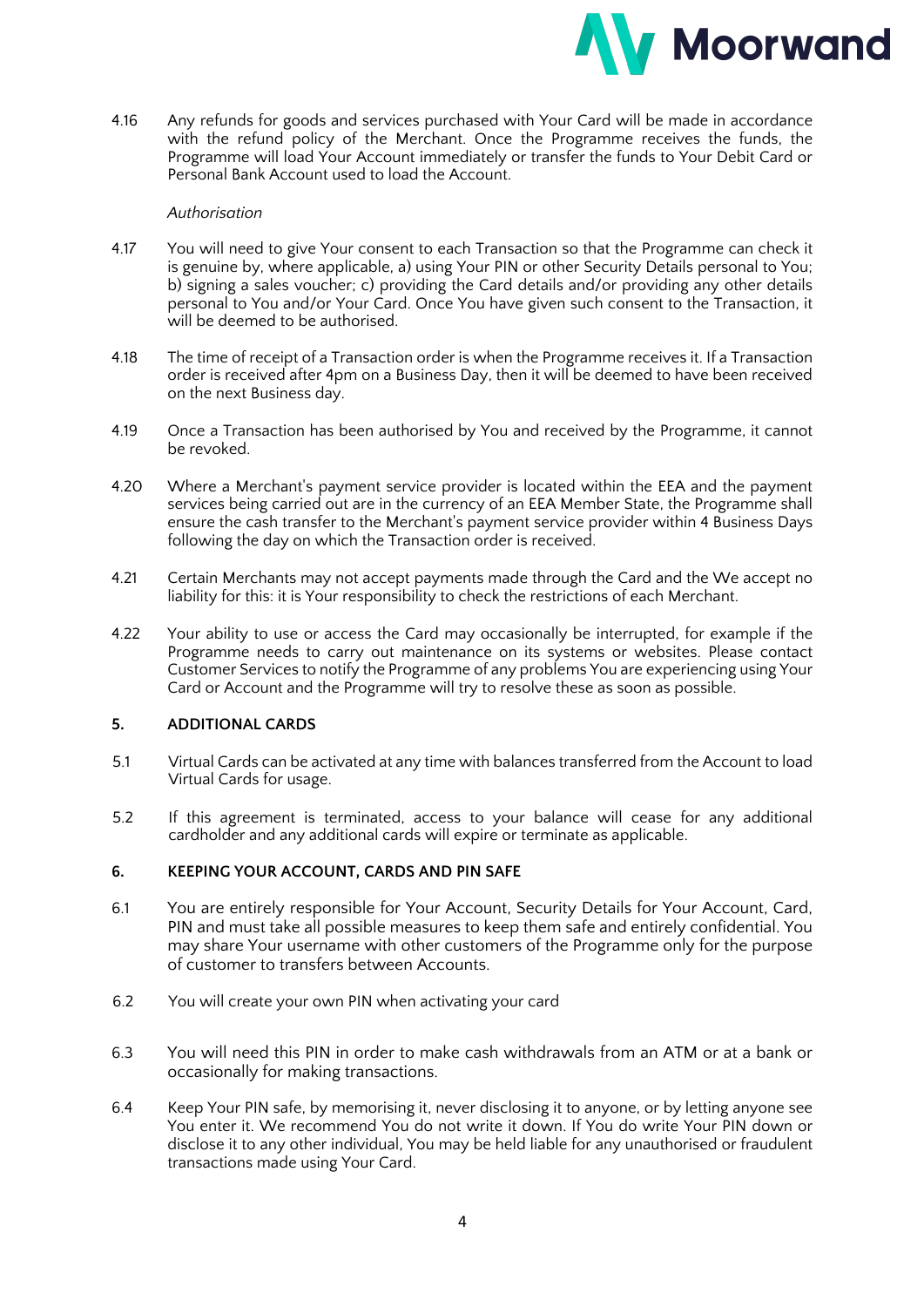4.16 Any refunds for goods and services purchased with Your Card will be made in accordance with the refund policy of the Merchant. Once the Programme receives the funds, the Programme will load Your Account immediately or transfer the funds to Your Debit Card or Personal Bank Account used to load the Account.

*Authorisation*

4.17 You will need to give Your consent to each Transaction so that the Programme can check it is genuine by, where applicable, a) using Your PIN or other Security Details personal to You; b) signing a sales voucher; c) providing the Card details and/or providing any other details personal to You and/or Your Card. Once You have given such consent to the Transaction, it will be deemed to be authorised.

4.18 The time of receipt of a Transaction order is when the Programme receives it. If a Transaction order is received after 4pm on a Business Day, then it will be deemed to have been received on the next Business day.

4.19 Once a Transaction has been authorised by You and received by the Programme, it cannot be revoked.

4.20 Where a Merchant's payment service provider is located within the EEA and the payment services being carried out are in the currency of an EEA Member State, the Programme shall ensure the cash transfer to the Merchant's payment service provider within 4 Business Days following the day on which the Transaction order is received.

4.21 Certain Merchants may not accept payments made through the Card and the We accept no liability for this: it is Your responsibility to check the restrictions of each Merchant.

4.22 Your ability to use or access the Card may occasionally be interrupted, for example if the Programme needs to carry out maintenance on its systems or websites. Please contact Customer Services to notify the Programme of any problems You are experiencing using Your Card or Account and the Programme will try to resolve these as soon as possible.

## 5. ADDITIONAL CARDS

5.1 Virtual Cards can be activated at any time with balances transferred from the Account to load Virtual Cards for usage.

5.2 If this agreement is terminated, access to your balance will cease for any additional cardholder and any additional cards will expire or terminate as applicable.

## 6. KEEPING YOUR ACCOUNT, CARDS AND PIN SAFE

6.1 You are entirely responsible for Your Account, Security Details for Your Account, Card, PIN and must take all possible measures to keep them safe and entirely confidential. You may share Your username with other customers of the Programme only for the purpose of customer to transfers between Accounts.

6.2 You will create your own PIN when activating your card

6.3 You will need this PIN in order to make cash withdrawals from an ATM or at a bank or occasionally for making transactions.

6.4 Keep Your PIN safe, by memorising it, never disclosing it to anyone, or by letting anyone see You enter it. We recommend You do not write it down. If You do write Your PIN down or disclose it to any other individual, You may be held liable for any unauthorised or fraudulent transactions made using Your Card.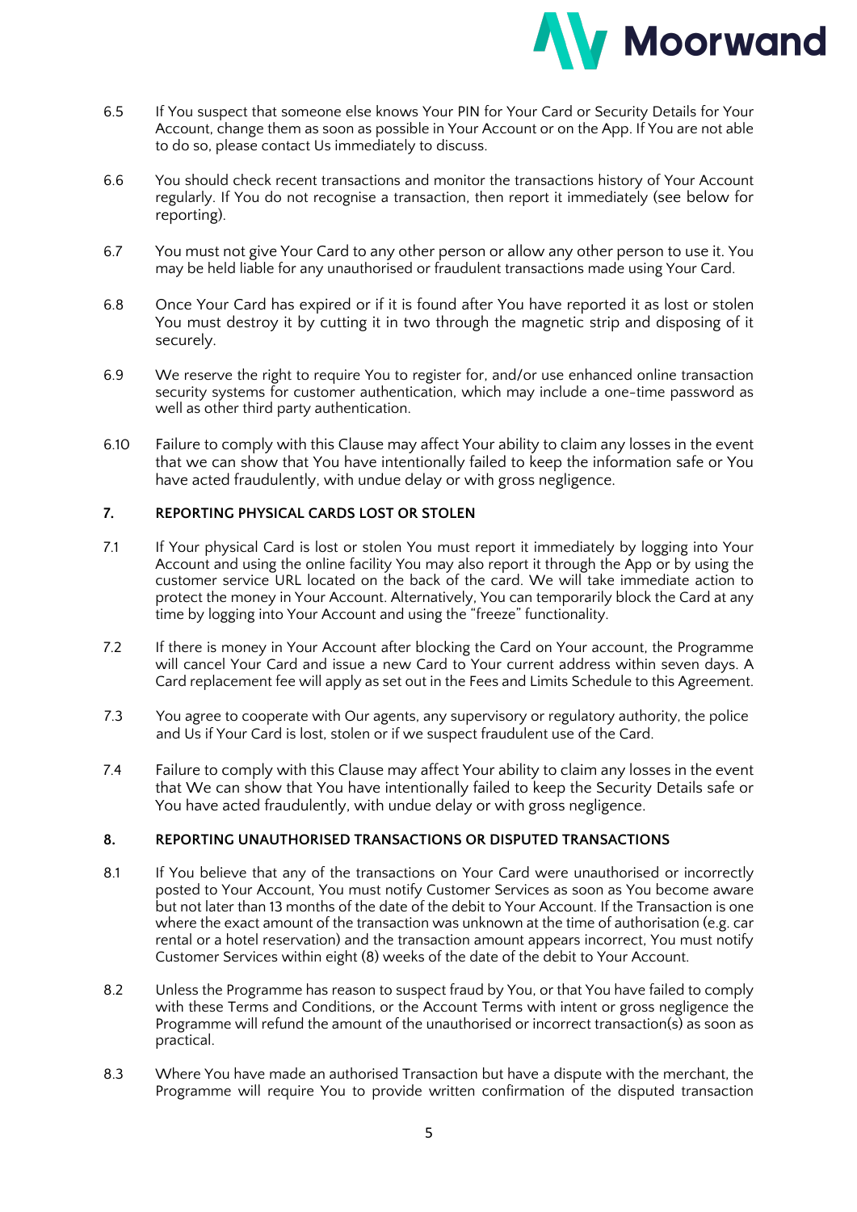6.5 If You suspect that someone else knows Your PIN for Your Card or Security Details for Your Account, change them as soon as possible in Your Account or on the App. If You are not able to do so, please contact Us immediately to discuss.

6.6 You should check recent transactions and monitor the transactions history of Your Account regularly. If You do not recognise a transaction, then report it immediately (see below for reporting).

6.7 You must not give Your Card to any other person or allow any other person to use it. You may be held liable for any unauthorised or fraudulent transactions made using Your Card.

6.8 Once Your Card has expired or if it is found after You have reported it as lost or stolen You must destroy it by cutting it in two through the magnetic strip and disposing of it securely.

6.9 We reserve the right to require You to register for, and/or use enhanced online transaction security systems for customer authentication, which may include a one-time password as well as other third party authentication.

6.10 Failure to comply with this Clause may affect Your ability to claim any losses in the event that we can show that You have intentionally failed to keep the information safe or You have acted fraudulently, with undue delay or with gross negligence.

## 7. REPORTING PHYSICAL CARDS LOST OR STOLEN

7.1 If Your physical Card is lost or stolen You must report it immediately by logging into Your Account and using the online facility You may also report it through the App or by using the customer service URL located on the back of the card. We will take immediate action to protect the money in Your Account. Alternatively, You can temporarily block the Card at any time by logging into Your Account and using the "freeze" functionality.

7.2 If there is money in Your Account after blocking the Card on Your account, the Programme will cancel Your Card and issue a new Card to Your current address within seven days. A Card replacement fee will apply as set out in the Fees and Limits Schedule to this Agreement.

7.3 You agree to cooperate with Our agents, any supervisory or regulatory authority, the police and Us if Your Card is lost, stolen or if we suspect fraudulent use of the Card.

7.4 Failure to comply with this Clause may affect Your ability to claim any losses in the event that We can show that You have intentionally failed to keep the Security Details safe or You have acted fraudulently, with undue delay or with gross negligence.

## 8. REPORTING UNAUTHORISED TRANSACTIONS OR DISPUTED TRANSACTIONS

8.1 If You believe that any of the transactions on Your Card were unauthorised or incorrectly posted to Your Account, You must notify Customer Services as soon as You become aware but not later than 13 months of the date of the debit to Your Account. If the Transaction is one where the exact amount of the transaction was unknown at the time of authorisation (e.g. car rental or a hotel reservation) and the transaction amount appears incorrect, You must notify Customer Services within eight (8) weeks of the date of the debit to Your Account.

8.2 Unless the Programme has reason to suspect fraud by You, or that You have failed to comply with these Terms and Conditions, or the Account Terms with intent or gross negligence the Programme will refund the amount of the unauthorised or incorrect transaction(s) as soon as practical.

8.3 Where You have made an authorised Transaction but have a dispute with the merchant, the Programme will require You to provide written confirmation of the disputed transaction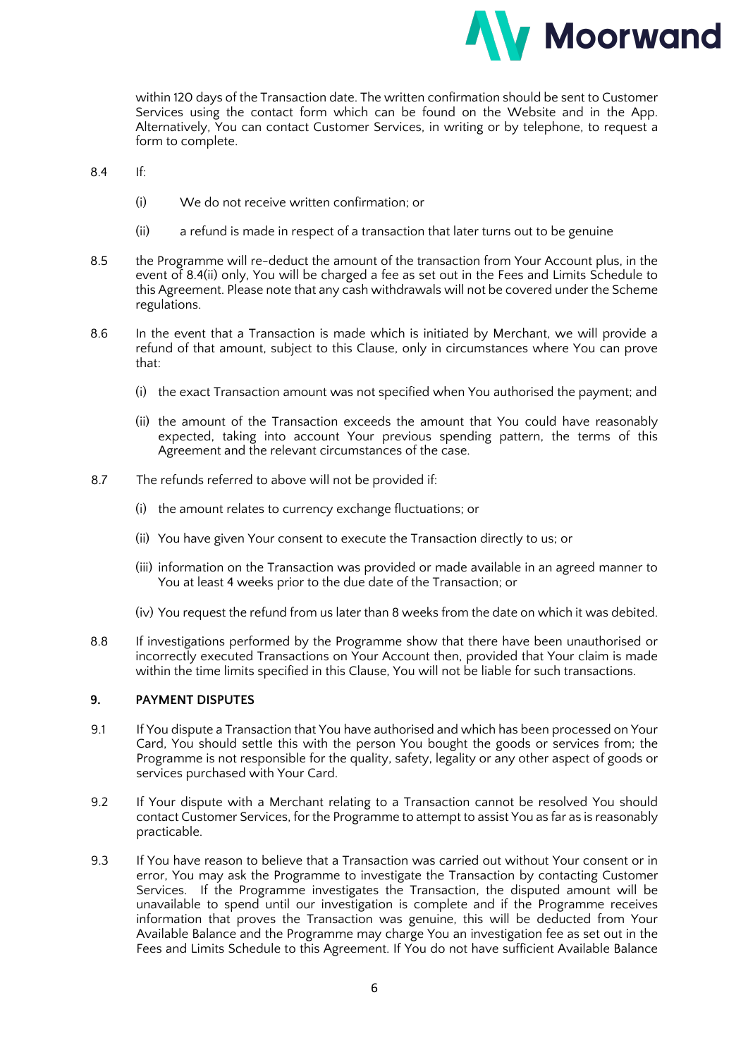within 120 days of the Transaction date. The written confirmation should be sent to Customer Services using the contact form which can be found on the Website and in the App. Alternatively, You can contact Customer Services, in writing or by telephone, to request a form to complete.

8.4 If:

(i) We do not receive written confirmation; or

(ii) a refund is made in respect of a transaction that later turns out to be genuine

8.5 the Programme will re-deduct the amount of the transaction from Your Account plus, in the event of 8.4(ii) only, You will be charged a fee as set out in the Fees and Limits Schedule to this Agreement. Please note that any cash withdrawals will not be covered under the Scheme regulations.

8.6 In the event that a Transaction is made which is initiated by Merchant, we will provide a refund of that amount, subject to this Clause, only in circumstances where You can prove that:

(i) the exact Transaction amount was not specified when You authorised the payment; and

(ii) the amount of the Transaction exceeds the amount that You could have reasonably expected, taking into account Your previous spending pattern, the terms of this Agreement and the relevant circumstances of the case.

8.7 The refunds referred to above will not be provided if:

(i) the amount relates to currency exchange fluctuations; or

(ii) You have given Your consent to execute the Transaction directly to us; or

(iii) information on the Transaction was provided or made available in an agreed manner to You at least 4 weeks prior to the due date of the Transaction; or

(iv) You request the refund from us later than 8 weeks from the date on which it was debited.

8.8 If investigations performed by the Programme show that there have been unauthorised or incorrectly executed Transactions on Your Account then, provided that Your claim is made within the time limits specified in this Clause, You will not be liable for such transactions.

## 9. PAYMENT DISPUTES

9.1 If You dispute a Transaction that You have authorised and which has been processed on Your Card, You should settle this with the person You bought the goods or services from; the Programme is not responsible for the quality, safety, legality or any other aspect of goods or services purchased with Your Card.

9.2 If Your dispute with a Merchant relating to a Transaction cannot be resolved You should contact Customer Services, for the Programme to attempt to assist You as far as is reasonably practicable.

9.3 If You have reason to believe that a Transaction was carried out without Your consent or in error, You may ask the Programme to investigate the Transaction by contacting Customer Services. If the Programme investigates the Transaction, the disputed amount will be unavailable to spend until our investigation is complete and if the Programme receives information that proves the Transaction was genuine, this will be deducted from Your Available Balance and the Programme may charge You an investigation fee as set out in the Fees and Limits Schedule to this Agreement. If You do not have sufficient Available Balance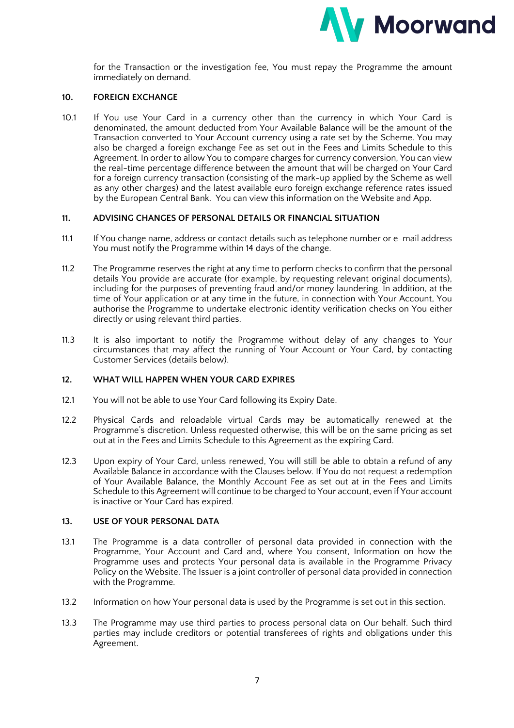for the Transaction or the investigation fee, You must repay the Programme the amount immediately on demand.

## 10. FOREIGN EXCHANGE

10.1 If You use Your Card in a currency other than the currency in which Your Card is denominated, the amount deducted from Your Available Balance will be the amount of the Transaction converted to Your Account currency using a rate set by the Scheme. You may also be charged a foreign exchange Fee as set out in the Fees and Limits Schedule to this Agreement. In order to allow You to compare charges for currency conversion, You can view the real-time percentage difference between the amount that will be charged on Your Card for a foreign currency transaction (consisting of the mark-up applied by the Scheme as well as any other charges) and the latest available euro foreign exchange reference rates issued by the European Central Bank. You can view this information on the Website and App.

## 11. ADVISING CHANGES OF PERSONAL DETAILS OR FINANCIAL SITUATION

11.1 If You change name, address or contact details such as telephone number or e-mail address You must notify the Programme within 14 days of the change.

11.2 The Programme reserves the right at any time to perform checks to confirm that the personal details You provide are accurate (for example, by requesting relevant original documents), including for the purposes of preventing fraud and/or money laundering. In addition, at the time of Your application or at any time in the future, in connection with Your Account, You authorise the Programme to undertake electronic identity verification checks on You either directly or using relevant third parties.

11.3 It is also important to notify the Programme without delay of any changes to Your circumstances that may affect the running of Your Account or Your Card, by contacting Customer Services (details below).

## 12. WHAT WILL HAPPEN WHEN YOUR CARD EXPIRES

12.1 You will not be able to use Your Card following its Expiry Date.

12.2 Physical Cards and reloadable virtual Cards may be automatically renewed at the Programme's discretion. Unless requested otherwise, this will be on the same pricing as set out at in the Fees and Limits Schedule to this Agreement as the expiring Card.

12.3 Upon expiry of Your Card, unless renewed, You will still be able to obtain a refund of any Available Balance in accordance with the Clauses below. If You do not request a redemption of Your Available Balance, the Monthly Account Fee as set out at in the Fees and Limits Schedule to this Agreement will continue to be charged to Your account, even if Your account is inactive or Your Card has expired.

## 13. USE OF YOUR PERSONAL DATA

13.1 The Programme is a data controller of personal data provided in connection with the Programme, Your Account and Card and, where You consent, Information on how the Programme uses and protects Your personal data is available in the Programme Privacy Policy on the Website. The Issuer is a joint controller of personal data provided in connection with the Programme.

13.2 Information on how Your personal data is used by the Programme is set out in this section.

13.3 The Programme may use third parties to process personal data on Our behalf. Such third parties may include creditors or potential transferees of rights and obligations under this Agreement.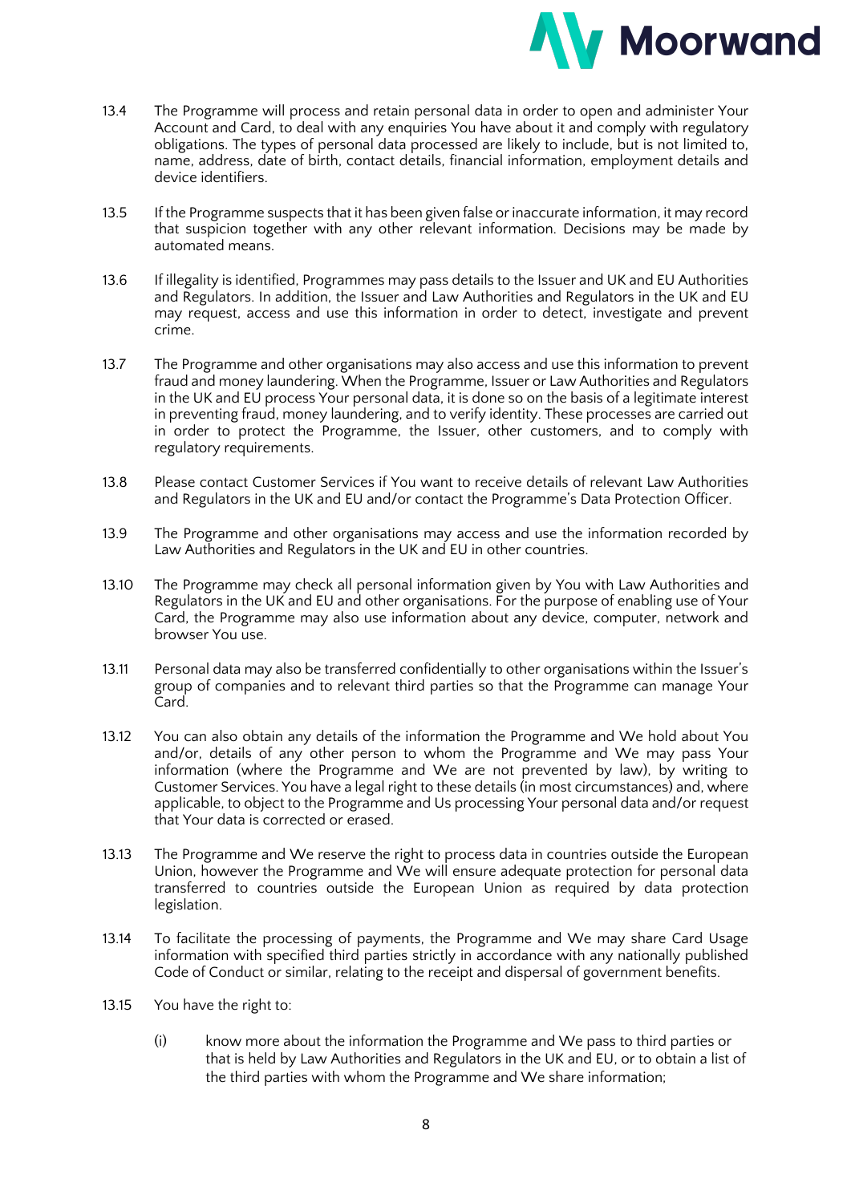13.4 The Programme will process and retain personal data in order to open and administer Your Account and Card, to deal with any enquiries You have about it and comply with regulatory obligations. The types of personal data processed are likely to include, but is not limited to, name, address, date of birth, contact details, financial information, employment details and device identifiers.

13.5 If the Programme suspects that it has been given false or inaccurate information, it may record that suspicion together with any other relevant information. Decisions may be made by automated means.

13.6 If illegality is identified, Programmes may pass details to the Issuer and UK and EU Authorities and Regulators. In addition, the Issuer and Law Authorities and Regulators in the UK and EU may request, access and use this information in order to detect, investigate and prevent crime.

13.7 The Programme and other organisations may also access and use this information to prevent fraud and money laundering. When the Programme, Issuer or Law Authorities and Regulators in the UK and EU process Your personal data, it is done so on the basis of a legitimate interest in preventing fraud, money laundering, and to verify identity. These processes are carried out in order to protect the Programme, the Issuer, other customers, and to comply with regulatory requirements.

13.8 Please contact Customer Services if You want to receive details of relevant Law Authorities and Regulators in the UK and EU and/or contact the Programme's Data Protection Officer.

13.9 The Programme and other organisations may access and use the information recorded by Law Authorities and Regulators in the UK and EU in other countries.

13.10 The Programme may check all personal information given by You with Law Authorities and Regulators in the UK and EU and other organisations. For the purpose of enabling use of Your Card, the Programme may also use information about any device, computer, network and browser You use.

13.11 Personal data may also be transferred confidentially to other organisations within the Issuer's group of companies and to relevant third parties so that the Programme can manage Your Card.

13.12 You can also obtain any details of the information the Programme and We hold about You and/or, details of any other person to whom the Programme and We may pass Your information (where the Programme and We are not prevented by law), by writing to Customer Services. You have a legal right to these details (in most circumstances) and, where applicable, to object to the Programme and Us processing Your personal data and/or request that Your data is corrected or erased.

13.13 The Programme and We reserve the right to process data in countries outside the European Union, however the Programme and We will ensure adequate protection for personal data transferred to countries outside the European Union as required by data protection legislation.

13.14 To facilitate the processing of payments, the Programme and We may share Card Usage information with specified third parties strictly in accordance with any nationally published Code of Conduct or similar, relating to the receipt and dispersal of government benefits.

13.15 You have the right to:

(i) know more about the information the Programme and We pass to third parties or that is held by Law Authorities and Regulators in the UK and EU, or to obtain a list of the third parties with whom the Programme and We share information;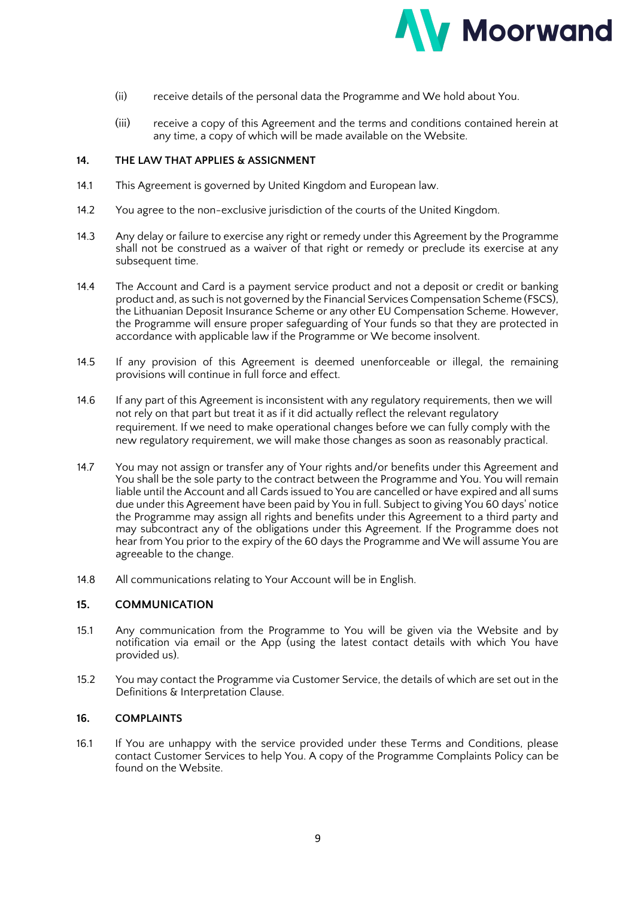(ii) receive details of the personal data the Programme and We hold about You.

(iii) receive a copy of this Agreement and the terms and conditions contained herein at any time, a copy of which will be made available on the Website.

## 14. THE LAW THAT APPLIES & ASSIGNMENT

14.1 This Agreement is governed by United Kingdom and European law.

14.2 You agree to the non-exclusive jurisdiction of the courts of the United Kingdom.

14.3 Any delay or failure to exercise any right or remedy under this Agreement by the Programme shall not be construed as a waiver of that right or remedy or preclude its exercise at any subsequent time.

14.4 The Account and Card is a payment service product and not a deposit or credit or banking product and, as such is not governed by the Financial Services Compensation Scheme (FSCS), the Lithuanian Deposit Insurance Scheme or any other EU Compensation Scheme. However, the Programme will ensure proper safeguarding of Your funds so that they are protected in accordance with applicable law if the Programme or We become insolvent.

14.5 If any provision of this Agreement is deemed unenforceable or illegal, the remaining provisions will continue in full force and effect.

14.6 If any part of this Agreement is inconsistent with any regulatory requirements, then we will not rely on that part but treat it as if it did actually reflect the relevant regulatory requirement. If we need to make operational changes before we can fully comply with the new regulatory requirement, we will make those changes as soon as reasonably practical.

14.7 You may not assign or transfer any of Your rights and/or benefits under this Agreement and You shall be the sole party to the contract between the Programme and You. You will remain liable until the Account and all Cards issued to You are cancelled or have expired and all sums due under this Agreement have been paid by You in full. Subject to giving You 60 days' notice the Programme may assign all rights and benefits under this Agreement to a third party and may subcontract any of the obligations under this Agreement. If the Programme does not hear from You prior to the expiry of the 60 days the Programme and We will assume You are agreeable to the change.

14.8 All communications relating to Your Account will be in English.

## 15. COMMUNICATION

15.1 Any communication from the Programme to You will be given via the Website and by notification via email or the App (using the latest contact details with which You have provided us).

15.2 You may contact the Programme via Customer Service, the details of which are set out in the Definitions & Interpretation Clause.

## 16. COMPLAINTS

16.1 If You are unhappy with the service provided under these Terms and Conditions, please contact Customer Services to help You. A copy of the Programme Complaints Policy can be found on the Website.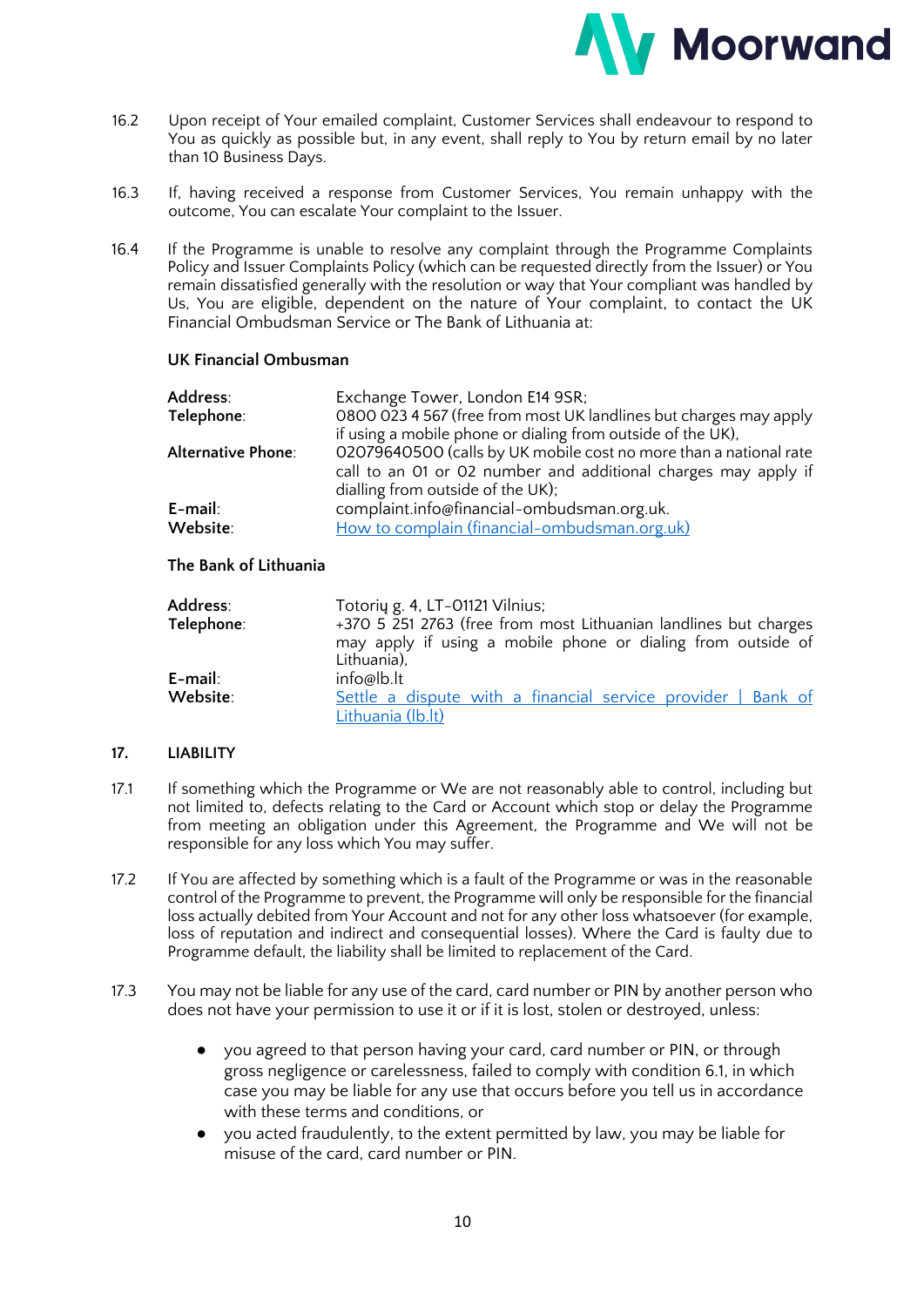16.2 Upon receipt of Your emailed complaint, Customer Services shall endeavour to respond to You as quickly as possible but, in any event, shall reply to You by return email by no later than 10 Business Days.

16.3 If, having received a response from Customer Services, You remain unhappy with the outcome, You can escalate Your complaint to the Issuer.

16.4 If the Programme is unable to resolve any complaint through the Programme Complaints Policy and Issuer Complaints Policy (which can be requested directly from the Issuer) or You remain dissatisfied generally with the resolution or way that Your compliant was handled by Us, You are eligible, dependent on the nature of Your complaint, to contact the UK Financial Ombudsman Service or The Bank of Lithuania at:

**UK Financial Ombusman**

| | |
|---|---|
| **Address**: | Exchange Tower, London E14 9SR; |
| **Telephone**: | 0800 023 4 567 (free from most UK landlines but charges may apply if using a mobile phone or dialing from outside of the UK), |
| **Alternative Phone**: | 02079640500 (calls by UK mobile cost no more than a national rate call to an 01 or 02 number and additional charges may apply if dialling from outside of the UK); |
| **E-mail**: | complaint.info@financial-ombudsman.org.uk. |
| **Website**: | [How to complain (financial-ombudsman.org.uk)](https://www.financial-ombudsman.org.uk) |

**The Bank of Lithuania**

| | |
|---|---|
| **Address**: | Totorių g. 4, LT-01121 Vilnius; |
| **Telephone**: | +370 5 251 2763 (free from most Lithuanian landlines but charges may apply if using a mobile phone or dialing from outside of Lithuania), |
| **E-mail**: | info@lb.lt |
| **Website**: | [Settle a dispute with a financial service provider \| Bank of Lithuania (lb.lt)](https://www.lb.lt) |

## 17. LIABILITY

17.1 If something which the Programme or We are not reasonably able to control, including but not limited to, defects relating to the Card or Account which stop or delay the Programme from meeting an obligation under this Agreement, the Programme and We will not be responsible for any loss which You may suffer.

17.2 If You are affected by something which is a fault of the Programme or was in the reasonable control of the Programme to prevent, the Programme will only be responsible for the financial loss actually debited from Your Account and not for any other loss whatsoever (for example, loss of reputation and indirect and consequential losses). Where the Card is faulty due to Programme default, the liability shall be limited to replacement of the Card.

17.3 You may not be liable for any use of the card, card number or PIN by another person who does not have your permission to use it or if it is lost, stolen or destroyed, unless:

- you agreed to that person having your card, card number or PIN, or through gross negligence or carelessness, failed to comply with condition 6.1, in which case you may be liable for any use that occurs before you tell us in accordance with these terms and conditions, or
- you acted fraudulently, to the extent permitted by law, you may be liable for misuse of the card, card number or PIN.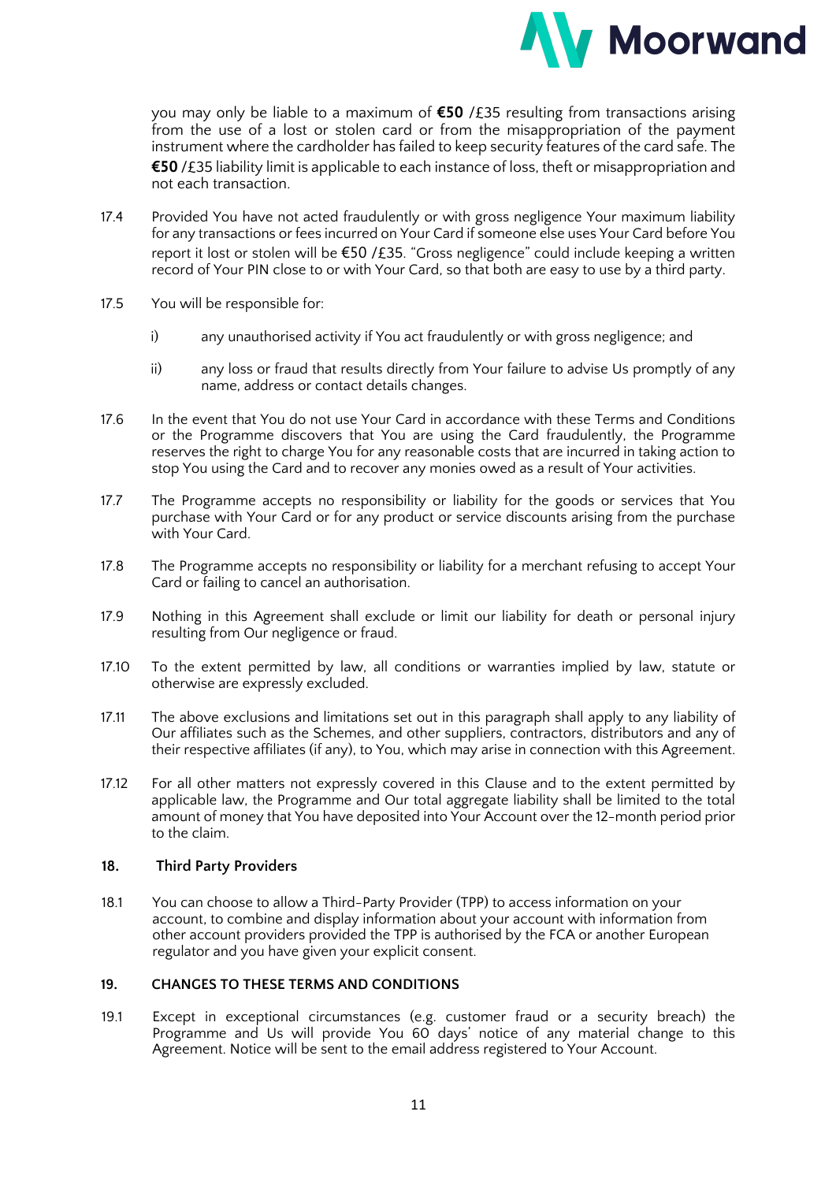you may only be liable to a maximum of **€50** /£35 resulting from transactions arising from the use of a lost or stolen card or from the misappropriation of the payment instrument where the cardholder has failed to keep security features of the card safe. The **€50** /£35 liability limit is applicable to each instance of loss, theft or misappropriation and not each transaction.

17.4 Provided You have not acted fraudulently or with gross negligence Your maximum liability for any transactions or fees incurred on Your Card if someone else uses Your Card before You report it lost or stolen will be €50 /£35. "Gross negligence" could include keeping a written record of Your PIN close to or with Your Card, so that both are easy to use by a third party.

17.5 You will be responsible for:

i) any unauthorised activity if You act fraudulently or with gross negligence; and

ii) any loss or fraud that results directly from Your failure to advise Us promptly of any name, address or contact details changes.

17.6 In the event that You do not use Your Card in accordance with these Terms and Conditions or the Programme discovers that You are using the Card fraudulently, the Programme reserves the right to charge You for any reasonable costs that are incurred in taking action to stop You using the Card and to recover any monies owed as a result of Your activities.

17.7 The Programme accepts no responsibility or liability for the goods or services that You purchase with Your Card or for any product or service discounts arising from the purchase with Your Card.

17.8 The Programme accepts no responsibility or liability for a merchant refusing to accept Your Card or failing to cancel an authorisation.

17.9 Nothing in this Agreement shall exclude or limit our liability for death or personal injury resulting from Our negligence or fraud.

17.10 To the extent permitted by law, all conditions or warranties implied by law, statute or otherwise are expressly excluded.

17.11 The above exclusions and limitations set out in this paragraph shall apply to any liability of Our affiliates such as the Schemes, and other suppliers, contractors, distributors and any of their respective affiliates (if any), to You, which may arise in connection with this Agreement.

17.12 For all other matters not expressly covered in this Clause and to the extent permitted by applicable law, the Programme and Our total aggregate liability shall be limited to the total amount of money that You have deposited into Your Account over the 12-month period prior to the claim.

## 18. Third Party Providers

18.1 You can choose to allow a Third-Party Provider (TPP) to access information on your account, to combine and display information about your account with information from other account providers provided the TPP is authorised by the FCA or another European regulator and you have given your explicit consent.

## 19. CHANGES TO THESE TERMS AND CONDITIONS

19.1 Except in exceptional circumstances (e.g. customer fraud or a security breach) the Programme and Us will provide You 60 days' notice of any material change to this Agreement. Notice will be sent to the email address registered to Your Account.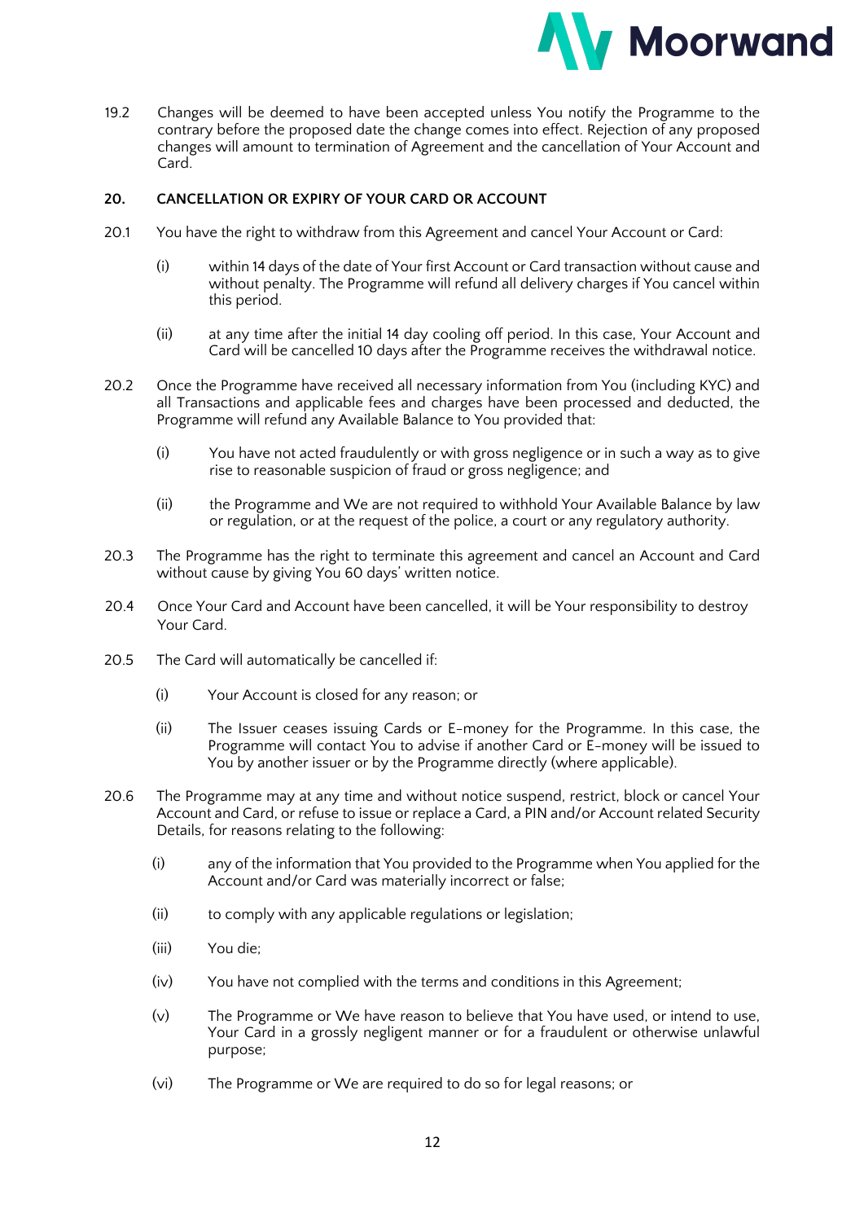19.2 Changes will be deemed to have been accepted unless You notify the Programme to the contrary before the proposed date the change comes into effect. Rejection of any proposed changes will amount to termination of Agreement and the cancellation of Your Account and Card.

## 20. CANCELLATION OR EXPIRY OF YOUR CARD OR ACCOUNT

20.1 You have the right to withdraw from this Agreement and cancel Your Account or Card:

(i) within 14 days of the date of Your first Account or Card transaction without cause and without penalty. The Programme will refund all delivery charges if You cancel within this period.

(ii) at any time after the initial 14 day cooling off period. In this case, Your Account and Card will be cancelled 10 days after the Programme receives the withdrawal notice.

20.2 Once the Programme have received all necessary information from You (including KYC) and all Transactions and applicable fees and charges have been processed and deducted, the Programme will refund any Available Balance to You provided that:

(i) You have not acted fraudulently or with gross negligence or in such a way as to give rise to reasonable suspicion of fraud or gross negligence; and

(ii) the Programme and We are not required to withhold Your Available Balance by law or regulation, or at the request of the police, a court or any regulatory authority.

20.3 The Programme has the right to terminate this agreement and cancel an Account and Card without cause by giving You 60 days' written notice.

20.4 Once Your Card and Account have been cancelled, it will be Your responsibility to destroy Your Card.

20.5 The Card will automatically be cancelled if:

(i) Your Account is closed for any reason; or

(ii) The Issuer ceases issuing Cards or E-money for the Programme. In this case, the Programme will contact You to advise if another Card or E-money will be issued to You by another issuer or by the Programme directly (where applicable).

20.6 The Programme may at any time and without notice suspend, restrict, block or cancel Your Account and Card, or refuse to issue or replace a Card, a PIN and/or Account related Security Details, for reasons relating to the following:

(i) any of the information that You provided to the Programme when You applied for the Account and/or Card was materially incorrect or false;

(ii) to comply with any applicable regulations or legislation;

(iii) You die;

(iv) You have not complied with the terms and conditions in this Agreement;

(v) The Programme or We have reason to believe that You have used, or intend to use, Your Card in a grossly negligent manner or for a fraudulent or otherwise unlawful purpose;

(vi) The Programme or We are required to do so for legal reasons; or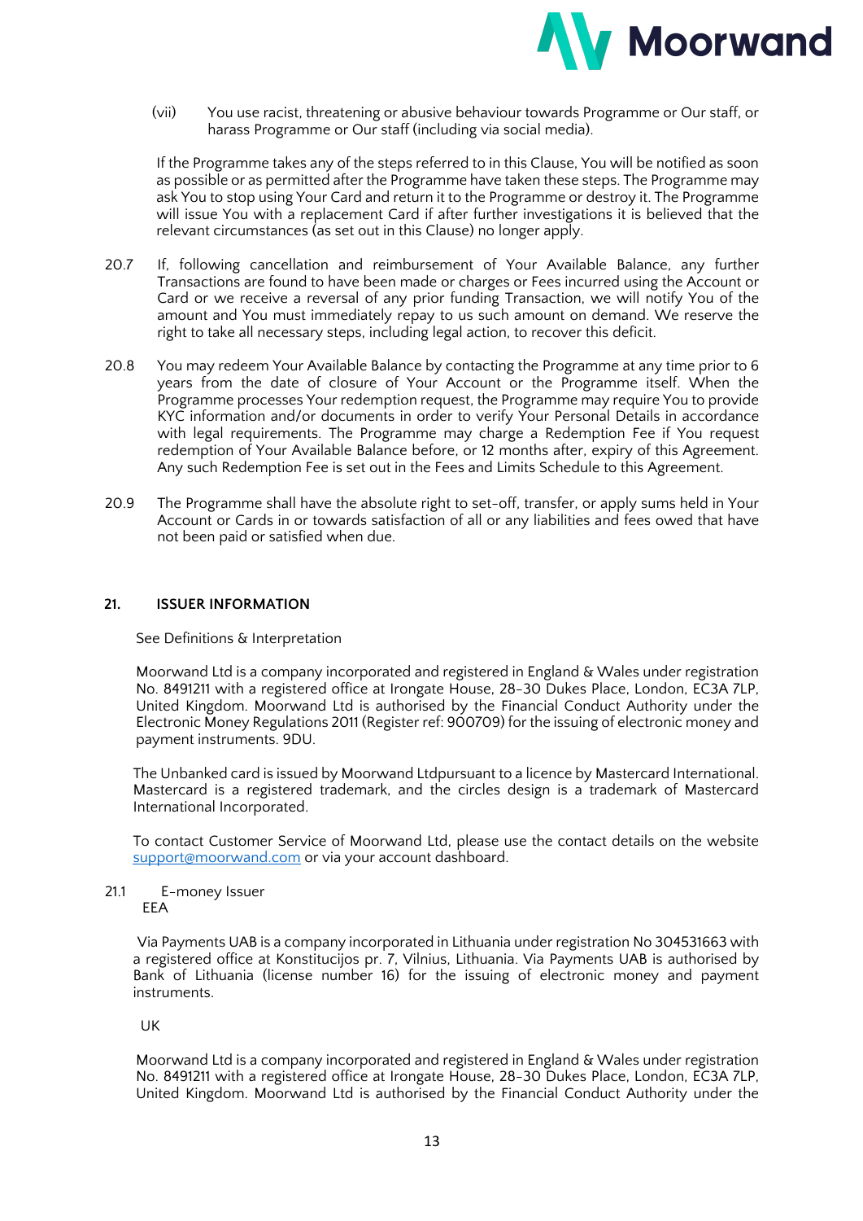(vii) You use racist, threatening or abusive behaviour towards Programme or Our staff, or harass Programme or Our staff (including via social media).

If the Programme takes any of the steps referred to in this Clause, You will be notified as soon as possible or as permitted after the Programme have taken these steps. The Programme may ask You to stop using Your Card and return it to the Programme or destroy it. The Programme will issue You with a replacement Card if after further investigations it is believed that the relevant circumstances (as set out in this Clause) no longer apply.

20.7 If, following cancellation and reimbursement of Your Available Balance, any further Transactions are found to have been made or charges or Fees incurred using the Account or Card or we receive a reversal of any prior funding Transaction, we will notify You of the amount and You must immediately repay to us such amount on demand. We reserve the right to take all necessary steps, including legal action, to recover this deficit.

20.8 You may redeem Your Available Balance by contacting the Programme at any time prior to 6 years from the date of closure of Your Account or the Programme itself. When the Programme processes Your redemption request, the Programme may require You to provide KYC information and/or documents in order to verify Your Personal Details in accordance with legal requirements. The Programme may charge a Redemption Fee if You request redemption of Your Available Balance before, or 12 months after, expiry of this Agreement. Any such Redemption Fee is set out in the Fees and Limits Schedule to this Agreement.

20.9 The Programme shall have the absolute right to set-off, transfer, or apply sums held in Your Account or Cards in or towards satisfaction of all or any liabilities and fees owed that have not been paid or satisfied when due.

## 21. ISSUER INFORMATION

See Definitions & Interpretation

Moorwand Ltd is a company incorporated and registered in England & Wales under registration No. 8491211 with a registered office at Irongate House, 28-30 Dukes Place, London, EC3A 7LP, United Kingdom. Moorwand Ltd is authorised by the Financial Conduct Authority under the Electronic Money Regulations 2011 (Register ref: 900709) for the issuing of electronic money and payment instruments. 9DU.

The Unbanked card is issued by Moorwand Ltdpursuant to a licence by Mastercard International. Mastercard is a registered trademark, and the circles design is a trademark of Mastercard International Incorporated.

To contact Customer Service of Moorwand Ltd, please use the contact details on the website support@moorwand.com or via your account dashboard.

21.1 E-money Issuer

EEA

Via Payments UAB is a company incorporated in Lithuania under registration No 304531663 with a registered office at Konstitucijos pr. 7, Vilnius, Lithuania. Via Payments UAB is authorised by Bank of Lithuania (license number 16) for the issuing of electronic money and payment instruments.

UK

Moorwand Ltd is a company incorporated and registered in England & Wales under registration No. 8491211 with a registered office at Irongate House, 28-30 Dukes Place, London, EC3A 7LP, United Kingdom. Moorwand Ltd is authorised by the Financial Conduct Authority under the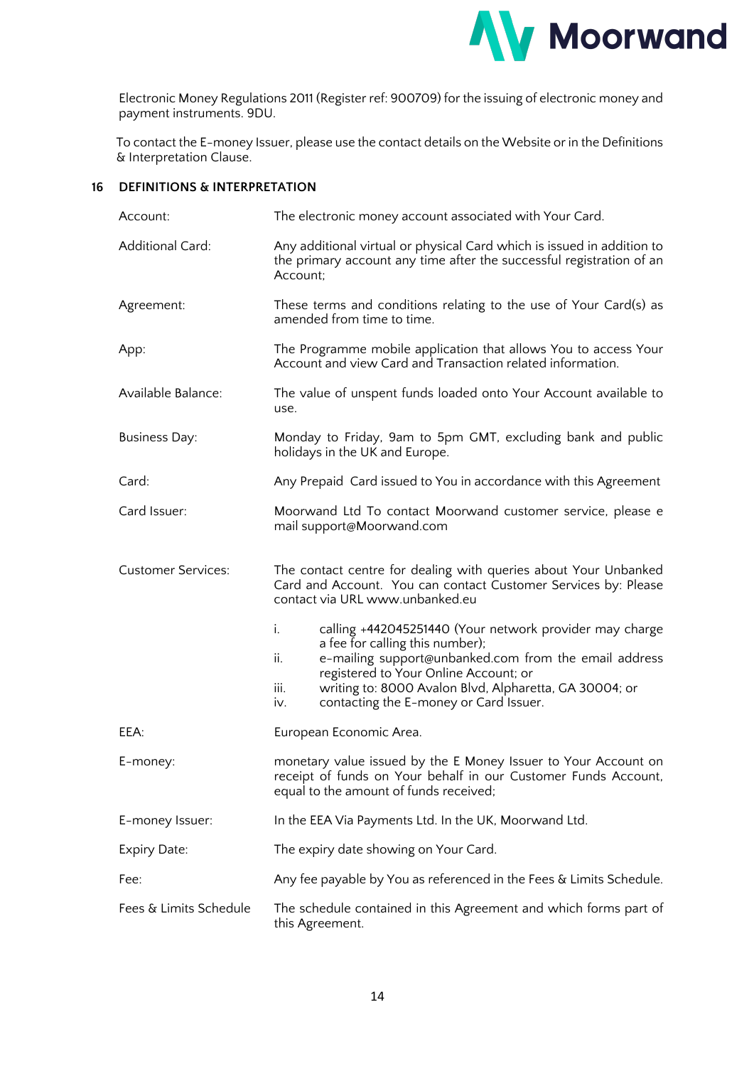Electronic Money Regulations 2011 (Register ref: 900709) for the issuing of electronic money and payment instruments. 9DU.

To contact the E-money Issuer, please use the contact details on the Website or in the Definitions & Interpretation Clause.

## 16 DEFINITIONS & INTERPRETATION

| | |
|---|---|
| Account: | The electronic money account associated with Your Card. |
| Additional Card: | Any additional virtual or physical Card which is issued in addition to the primary account any time after the successful registration of an Account; |
| Agreement: | These terms and conditions relating to the use of Your Card(s) as amended from time to time. |
| App: | The Programme mobile application that allows You to access Your Account and view Card and Transaction related information. |
| Available Balance: | The value of unspent funds loaded onto Your Account available to use. |
| Business Day: | Monday to Friday, 9am to 5pm GMT, excluding bank and public holidays in the UK and Europe. |
| Card: | Any Prepaid Card issued to You in accordance with this Agreement |
| Card Issuer: | Moorwand Ltd To contact Moorwand customer service, please e mail support@Moorwand.com |
| Customer Services: | The contact centre for dealing with queries about Your Unbanked Card and Account. You can contact Customer Services by: Please contact via URL www.unbanked.eu<br><br>i. calling +442045251440 (Your network provider may charge a fee for calling this number);<br>ii. e-mailing support@unbanked.com from the email address registered to Your Online Account; or<br>iii. writing to: 8000 Avalon Blvd, Alpharetta, GA 30004; or<br>iv. contacting the E-money or Card Issuer. |
| EEA: | European Economic Area. |
| E-money: | monetary value issued by the E Money Issuer to Your Account on receipt of funds on Your behalf in our Customer Funds Account, equal to the amount of funds received; |
| E-money Issuer: | In the EEA Via Payments Ltd. In the UK, Moorwand Ltd. |
| Expiry Date: | The expiry date showing on Your Card. |
| Fee: | Any fee payable by You as referenced in the Fees & Limits Schedule. |
| Fees & Limits Schedule | The schedule contained in this Agreement and which forms part of this Agreement. |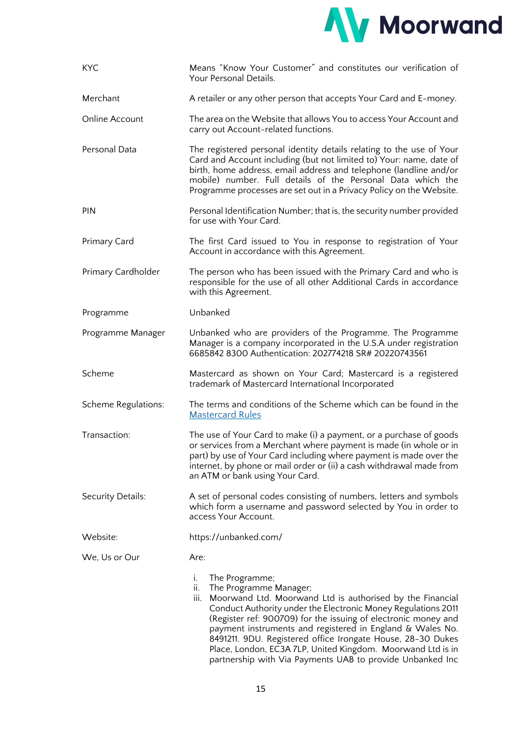| | |
|---|---|
| KYC | Means "Know Your Customer" and constitutes our verification of Your Personal Details. |
| Merchant | A retailer or any other person that accepts Your Card and E-money. |
| Online Account | The area on the Website that allows You to access Your Account and carry out Account-related functions. |
| Personal Data | The registered personal identity details relating to the use of Your Card and Account including (but not limited to) Your: name, date of birth, home address, email address and telephone (landline and/or mobile) number. Full details of the Personal Data which the Programme processes are set out in a Privacy Policy on the Website. |
| PIN | Personal Identification Number; that is, the security number provided for use with Your Card. |
| Primary Card | The first Card issued to You in response to registration of Your Account in accordance with this Agreement. |
| Primary Cardholder | The person who has been issued with the Primary Card and who is responsible for the use of all other Additional Cards in accordance with this Agreement. |
| Programme | Unbanked |
| Programme Manager | Unbanked who are providers of the Programme. The Programme Manager is a company incorporated in the U.S.A under registration 6685842 8300 Authentication: 202774218 SR# 20220743561 |
| Scheme | Mastercard as shown on Your Card; Mastercard is a registered trademark of Mastercard International Incorporated |
| Scheme Regulations: | The terms and conditions of the Scheme which can be found in the Mastercard Rules |
| Transaction: | The use of Your Card to make (i) a payment, or a purchase of goods or services from a Merchant where payment is made (in whole or in part) by use of Your Card including where payment is made over the internet, by phone or mail order or (ii) a cash withdrawal made from an ATM or bank using Your Card. |
| Security Details: | A set of personal codes consisting of numbers, letters and symbols which form a username and password selected by You in order to access Your Account. |
| Website: | https://unbanked.com/ |
| We, Us or Our | Are:<br>i. The Programme;<br>ii. The Programme Manager;<br>iii. Moorwand Ltd. Moorwand Ltd is authorised by the Financial Conduct Authority under the Electronic Money Regulations 2011 (Register ref: 900709) for the issuing of electronic money and payment instruments and registered in England & Wales No. 8491211. 9DU. Registered office Irongate House, 28-30 Dukes Place, London, EC3A 7LP, United Kingdom. Moorwand Ltd is in partnership with Via Payments UAB to provide Unbanked Inc |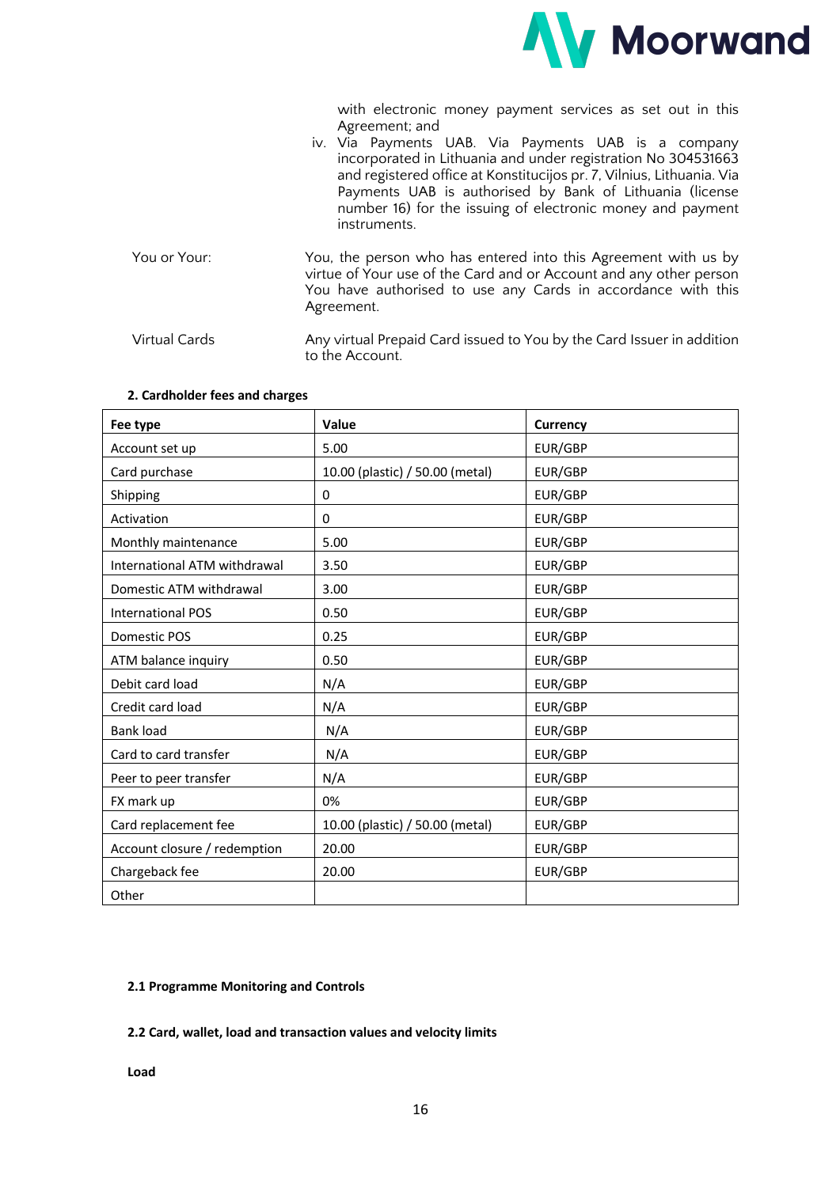with electronic money payment services as set out in this Agreement; and

iv. Via Payments UAB. Via Payments UAB is a company incorporated in Lithuania and under registration No 304531663 and registered office at Konstitucijos pr. 7, Vilnius, Lithuania. Via Payments UAB is authorised by Bank of Lithuania (license number 16) for the issuing of electronic money and payment instruments.

You or Your: You, the person who has entered into this Agreement with us by virtue of Your use of the Card and or Account and any other person You have authorised to use any Cards in accordance with this Agreement.

Virtual Cards Any virtual Prepaid Card issued to You by the Card Issuer in addition to the Account.

**2. Cardholder fees and charges**

| Fee type | Value | Currency |
|---|---|---|
| Account set up | 5.00 | EUR/GBP |
| Card purchase | 10.00 (plastic) / 50.00 (metal) | EUR/GBP |
| Shipping | 0 | EUR/GBP |
| Activation | 0 | EUR/GBP |
| Monthly maintenance | 5.00 | EUR/GBP |
| International ATM withdrawal | 3.50 | EUR/GBP |
| Domestic ATM withdrawal | 3.00 | EUR/GBP |
| International POS | 0.50 | EUR/GBP |
| Domestic POS | 0.25 | EUR/GBP |
| ATM balance inquiry | 0.50 | EUR/GBP |
| Debit card load | N/A | EUR/GBP |
| Credit card load | N/A | EUR/GBP |
| Bank load | N/A | EUR/GBP |
| Card to card transfer | N/A | EUR/GBP |
| Peer to peer transfer | N/A | EUR/GBP |
| FX mark up | 0% | EUR/GBP |
| Card replacement fee | 10.00 (plastic) / 50.00 (metal) | EUR/GBP |
| Account closure / redemption | 20.00 | EUR/GBP |
| Chargeback fee | 20.00 | EUR/GBP |
| Other | | |

**2.1 Programme Monitoring and Controls**

**2.2 Card, wallet, load and transaction values and velocity limits**

**Load**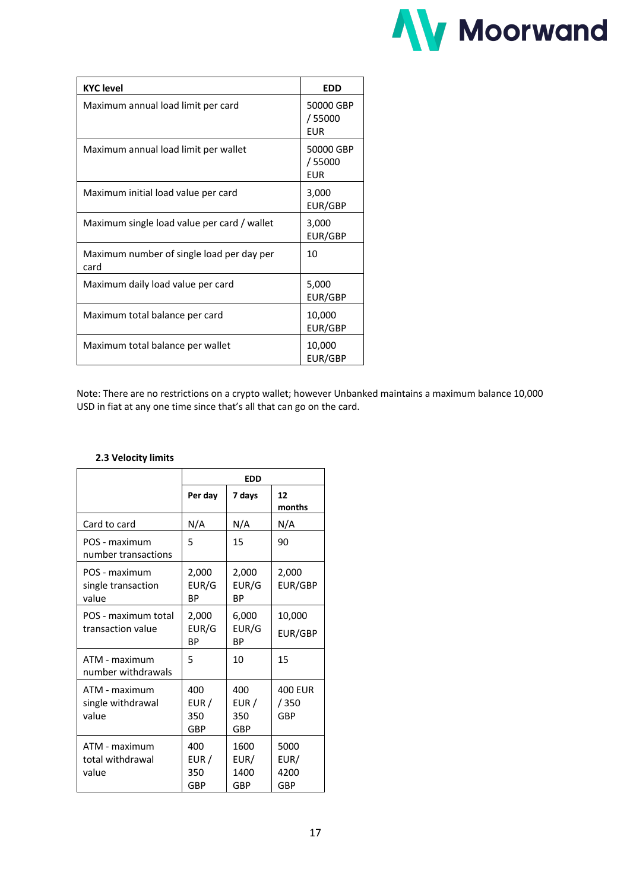| KYC level | EDD |
|---|---|
| Maximum annual load limit per card | 50000 GBP / 55000 EUR |
| Maximum annual load limit per wallet | 50000 GBP / 55000 EUR |
| Maximum initial load value per card | 3,000 EUR/GBP |
| Maximum single load value per card / wallet | 3,000 EUR/GBP |
| Maximum number of single load per day per card | 10 |
| Maximum daily load value per card | 5,000 EUR/GBP |
| Maximum total balance per card | 10,000 EUR/GBP |
| Maximum total balance per wallet | 10,000 EUR/GBP |

Note: There are no restrictions on a crypto wallet; however Unbanked maintains a maximum balance 10,000 USD in fiat at any one time since that's all that can go on the card.

### 2.3 Velocity limits

| | EDD | | |
|---|---|---|---|
| | **Per day** | **7 days** | **12 months** |
| Card to card | N/A | N/A | N/A |
| POS - maximum number transactions | 5 | 15 | 90 |
| POS - maximum single transaction value | 2,000 EUR/GBP | 2,000 EUR/GBP | 2,000 EUR/GBP |
| POS - maximum total transaction value | 2,000 EUR/GBP | 6,000 EUR/GBP | 10,000 EUR/GBP |
| ATM - maximum number withdrawals | 5 | 10 | 15 |
| ATM - maximum single withdrawal value | 400 EUR / 350 GBP | 400 EUR / 350 GBP | 400 EUR / 350 GBP |
| ATM - maximum total withdrawal value | 400 EUR / 350 GBP | 1600 EUR/ 1400 GBP | 5000 EUR/ 4200 GBP |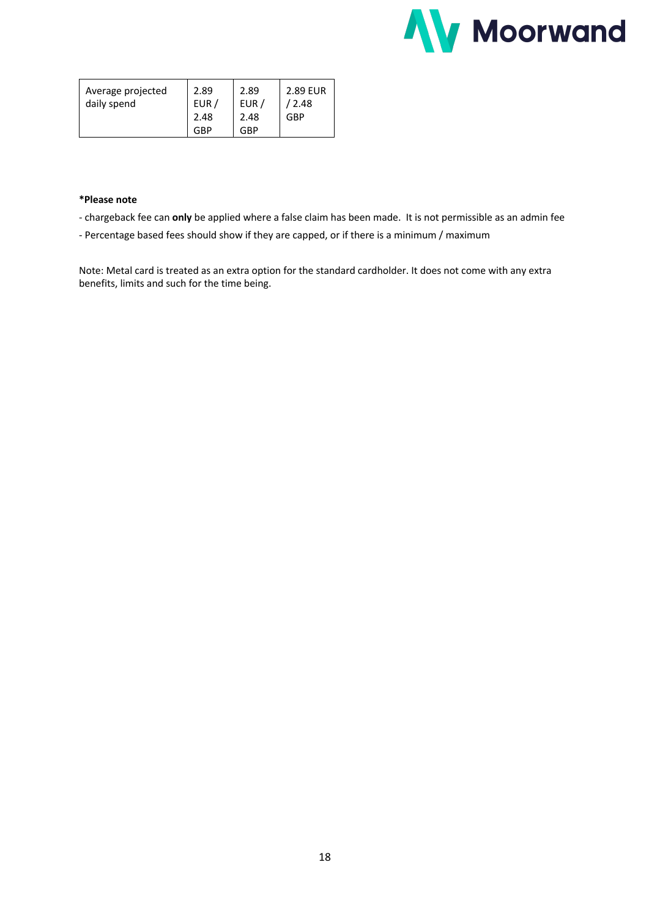| | | | |
|---|---|---|---|
| Average projected daily spend | 2.89 EUR / 2.48 GBP | 2.89 EUR / 2.48 GBP | 2.89 EUR / 2.48 GBP |

**\*Please note**

- chargeback fee can **only** be applied where a false claim has been made. It is not permissible as an admin fee
- Percentage based fees should show if they are capped, or if there is a minimum / maximum

Note: Metal card is treated as an extra option for the standard cardholder. It does not come with any extra benefits, limits and such for the time being.